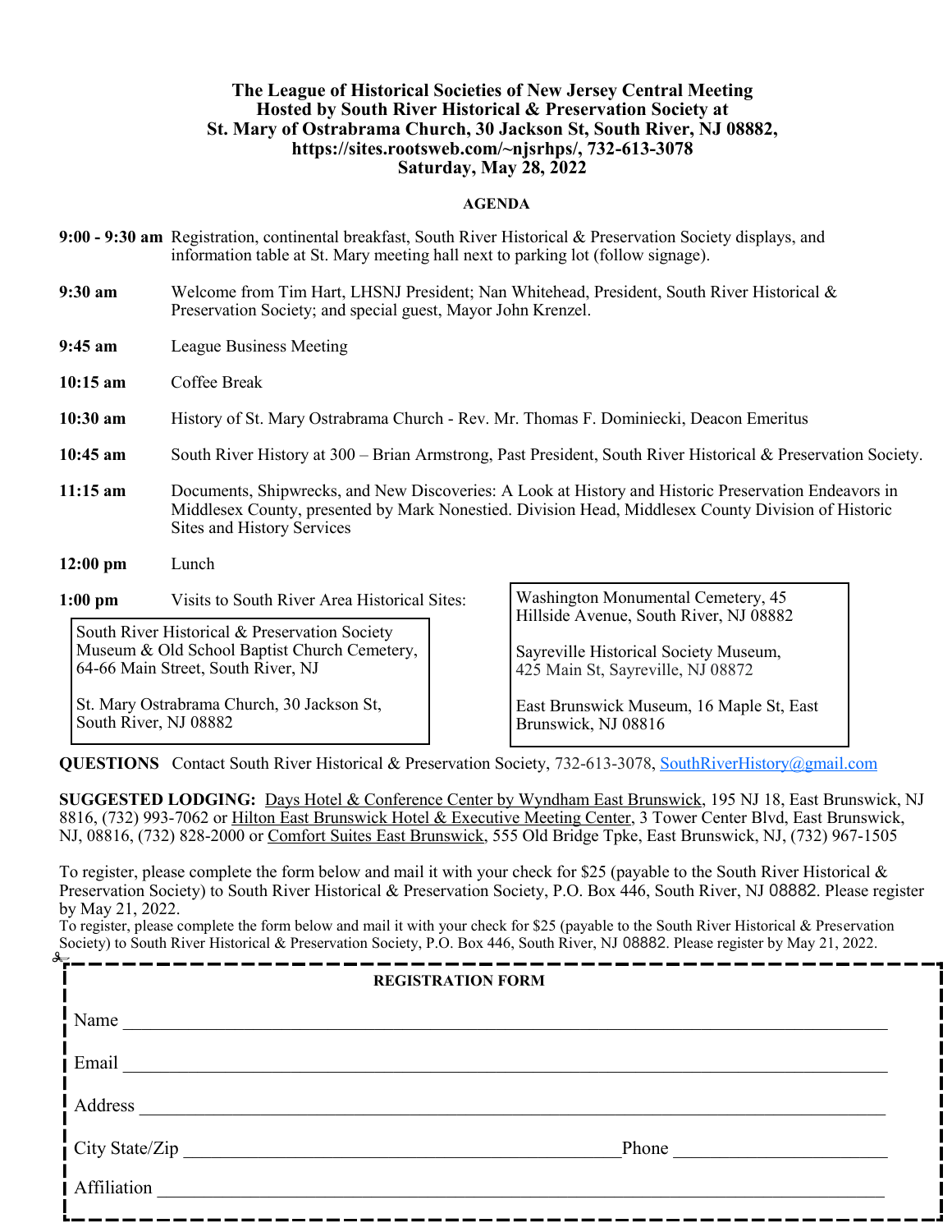**The League of Historical Societies of New Jersey Central Meeting**
**Hosted by South River Historical & Preservation Society at**
**St. Mary of Ostrabrama Church, 30 Jackson St, South River, NJ 08882,**
**https://sites.rootsweb.com/~njsrhps/, 732-613-3078**
**Saturday, May 28, 2022**

**AGENDA**

**9:00 - 9:30 am** Registration, continental breakfast, South River Historical & Preservation Society displays, and information table at St. Mary meeting hall next to parking lot (follow signage).

**9:30 am** Welcome from Tim Hart, LHSNJ President; Nan Whitehead, President, South River Historical & Preservation Society; and special guest, Mayor John Krenzel.

**9:45 am** League Business Meeting

**10:15 am** Coffee Break

**10:30 am** History of St. Mary Ostrabrama Church - Rev. Mr. Thomas F. Dominiecki, Deacon Emeritus

**10:45 am** South River History at 300 – Brian Armstrong, Past President, South River Historical & Preservation Society.

**11:15 am** Documents, Shipwrecks, and New Discoveries: A Look at History and Historic Preservation Endeavors in Middlesex County, presented by Mark Nonestied. Division Head, Middlesex County Division of Historic Sites and History Services

**12:00 pm** Lunch

**1:00 pm** Visits to South River Area Historical Sites:

South River Historical & Preservation Society Museum & Old School Baptist Church Cemetery, 64-66 Main Street, South River, NJ

St. Mary Ostrabrama Church, 30 Jackson St, South River, NJ 08882

Washington Monumental Cemetery, 45 Hillside Avenue, South River, NJ 08882

Sayreville Historical Society Museum, 425 Main St, Sayreville, NJ 08872

East Brunswick Museum, 16 Maple St, East Brunswick, NJ 08816

**QUESTIONS** Contact South River Historical & Preservation Society, 732-613-3078, SouthRiverHistory@gmail.com

**SUGGESTED LODGING:** Days Hotel & Conference Center by Wyndham East Brunswick, 195 NJ 18, East Brunswick, NJ 8816, (732) 993-7062 or Hilton East Brunswick Hotel & Executive Meeting Center, 3 Tower Center Blvd, East Brunswick, NJ, 08816, (732) 828-2000 or Comfort Suites East Brunswick, 555 Old Bridge Tpke, East Brunswick, NJ, (732) 967-1505

To register, please complete the form below and mail it with your check for $25 (payable to the South River Historical & Preservation Society) to South River Historical & Preservation Society, P.O. Box 446, South River, NJ 08882. Please register by May 21, 2022.

To register, please complete the form below and mail it with your check for $25 (payable to the South River Historical & Preservation Society) to South River Historical & Preservation Society, P.O. Box 446, South River, NJ 08882. Please register by May 21, 2022.

**REGISTRATION FORM**

Name ______________________________________________

Email ______________________________________________

Address ____________________________________________

City State/Zip ______________________ Phone ____________

Affiliation __________________________________________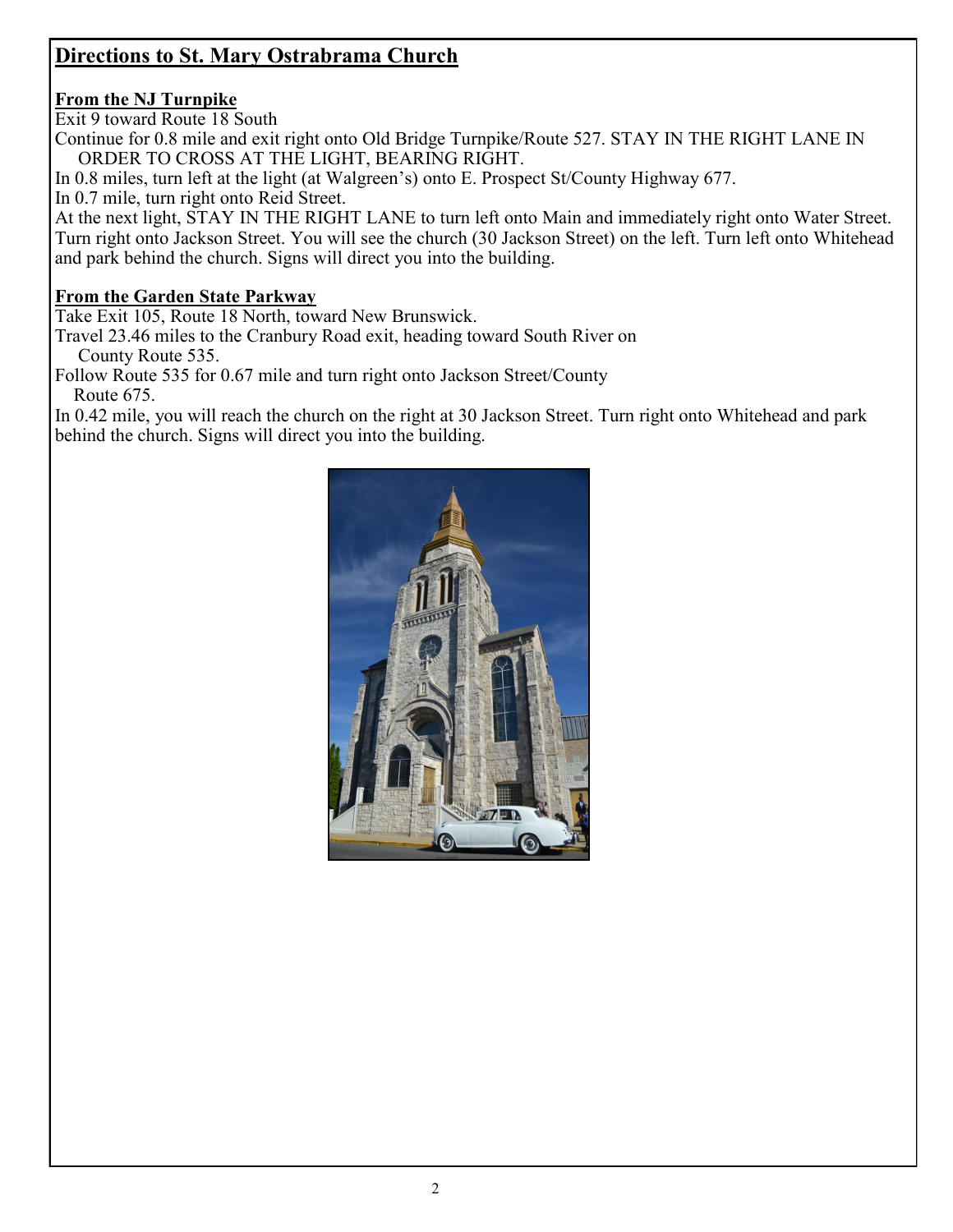## Directions to St. Mary Ostrabrama Church

### From the NJ Turnpike

Exit 9 toward Route 18 South

Continue for 0.8 mile and exit right onto Old Bridge Turnpike/Route 527. STAY IN THE RIGHT LANE IN ORDER TO CROSS AT THE LIGHT, BEARING RIGHT.

In 0.8 miles, turn left at the light (at Walgreen's) onto E. Prospect St/County Highway 677.

In 0.7 mile, turn right onto Reid Street.

At the next light, STAY IN THE RIGHT LANE to turn left onto Main and immediately right onto Water Street. Turn right onto Jackson Street. You will see the church (30 Jackson Street) on the left. Turn left onto Whitehead and park behind the church. Signs will direct you into the building.

### From the Garden State Parkway

Take Exit 105, Route 18 North, toward New Brunswick.

Travel 23.46 miles to the Cranbury Road exit, heading toward South River on County Route 535.

Follow Route 535 for 0.67 mile and turn right onto Jackson Street/County Route 675.

In 0.42 mile, you will reach the church on the right at 30 Jackson Street. Turn right onto Whitehead and park behind the church. Signs will direct you into the building.